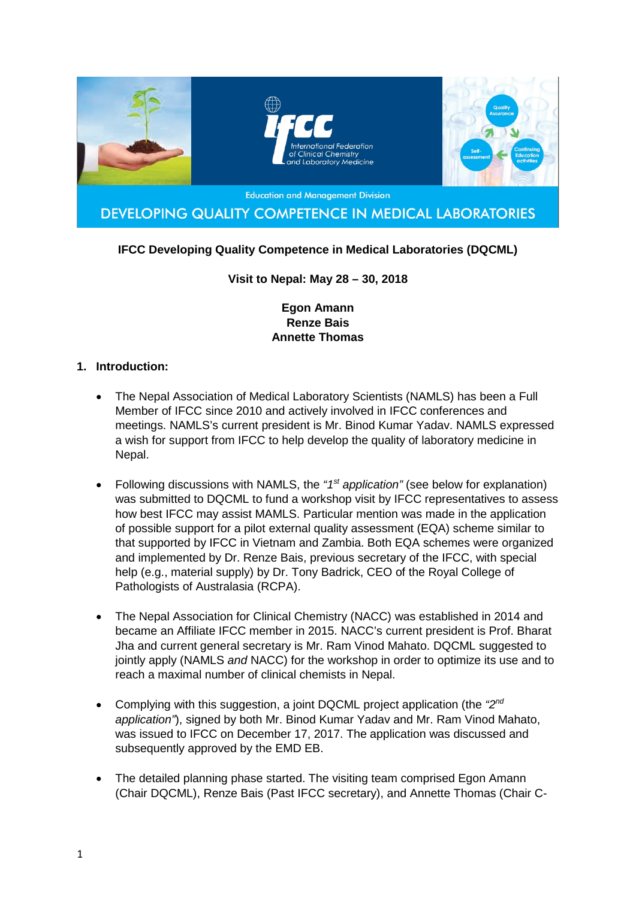Education and Management Division

DEVELOPING QUALITY COMPETENCE IN MEDICAL LABORATORIES

**IFCC Developing Quality Competence in Medical Laboratories (DQCML)**

**Visit to Nepal: May 28 – 30, 2018**

**Egon Amann**
**Renze Bais**
**Annette Thomas**

## 1. Introduction:

- The Nepal Association of Medical Laboratory Scientists (NAMLS) has been a Full Member of IFCC since 2010 and actively involved in IFCC conferences and meetings. NAMLS's current president is Mr. Binod Kumar Yadav. NAMLS expressed a wish for support from IFCC to help develop the quality of laboratory medicine in Nepal.

- Following discussions with NAMLS, the *"1st application"* (see below for explanation) was submitted to DQCML to fund a workshop visit by IFCC representatives to assess how best IFCC may assist MAMLS. Particular mention was made in the application of possible support for a pilot external quality assessment (EQA) scheme similar to that supported by IFCC in Vietnam and Zambia. Both EQA schemes were organized and implemented by Dr. Renze Bais, previous secretary of the IFCC, with special help (e.g., material supply) by Dr. Tony Badrick, CEO of the Royal College of Pathologists of Australasia (RCPA).

- The Nepal Association for Clinical Chemistry (NACC) was established in 2014 and became an Affiliate IFCC member in 2015. NACC's current president is Prof. Bharat Jha and current general secretary is Mr. Ram Vinod Mahato. DQCML suggested to jointly apply (NAMLS *and* NACC) for the workshop in order to optimize its use and to reach a maximal number of clinical chemists in Nepal.

- Complying with this suggestion, a joint DQCML project application (the *"2nd application"*), signed by both Mr. Binod Kumar Yadav and Mr. Ram Vinod Mahato, was issued to IFCC on December 17, 2017. The application was discussed and subsequently approved by the EMD EB.

- The detailed planning phase started. The visiting team comprised Egon Amann (Chair DQCML), Renze Bais (Past IFCC secretary), and Annette Thomas (Chair C-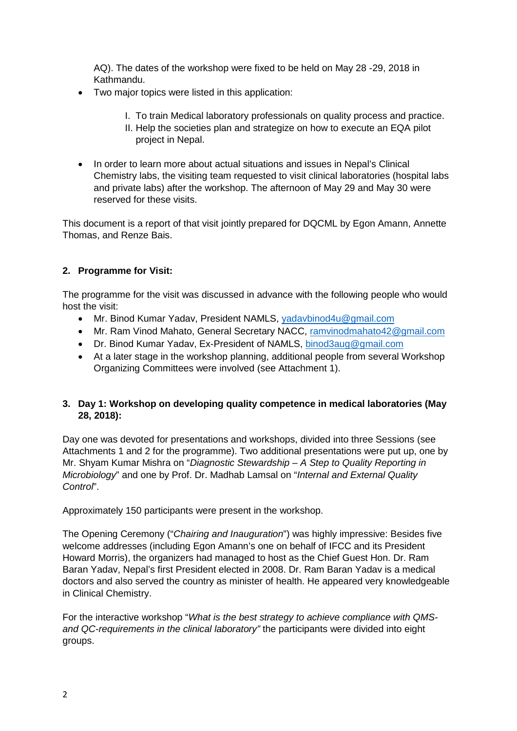AQ). The dates of the workshop were fixed to be held on May 28 -29, 2018 in Kathmandu.

- Two major topics were listed in this application:

  I. To train Medical laboratory professionals on quality process and practice.
  II. Help the societies plan and strategize on how to execute an EQA pilot project in Nepal.

- In order to learn more about actual situations and issues in Nepal's Clinical Chemistry labs, the visiting team requested to visit clinical laboratories (hospital labs and private labs) after the workshop. The afternoon of May 29 and May 30 were reserved for these visits.

This document is a report of that visit jointly prepared for DQCML by Egon Amann, Annette Thomas, and Renze Bais.

## 2. Programme for Visit:

The programme for the visit was discussed in advance with the following people who would host the visit:

- Mr. Binod Kumar Yadav, President NAMLS, yadavbinod4u@gmail.com
- Mr. Ram Vinod Mahato, General Secretary NACC, ramvinodmahato42@gmail.com
- Dr. Binod Kumar Yadav, Ex-President of NAMLS, binod3aug@gmail.com
- At a later stage in the workshop planning, additional people from several Workshop Organizing Committees were involved (see Attachment 1).

## 3. Day 1: Workshop on developing quality competence in medical laboratories (May 28, 2018):

Day one was devoted for presentations and workshops, divided into three Sessions (see Attachments 1 and 2 for the programme). Two additional presentations were put up, one by Mr. Shyam Kumar Mishra on "*Diagnostic Stewardship – A Step to Quality Reporting in Microbiology*" and one by Prof. Dr. Madhab Lamsal on "*Internal and External Quality Control*".

Approximately 150 participants were present in the workshop.

The Opening Ceremony ("*Chairing and Inauguration*") was highly impressive: Besides five welcome addresses (including Egon Amann's one on behalf of IFCC and its President Howard Morris), the organizers had managed to host as the Chief Guest Hon. Dr. Ram Baran Yadav, Nepal's first President elected in 2008. Dr. Ram Baran Yadav is a medical doctors and also served the country as minister of health. He appeared very knowledgeable in Clinical Chemistry.

For the interactive workshop "*What is the best strategy to achieve compliance with QMS- and QC-requirements in the clinical laboratory"* the participants were divided into eight groups.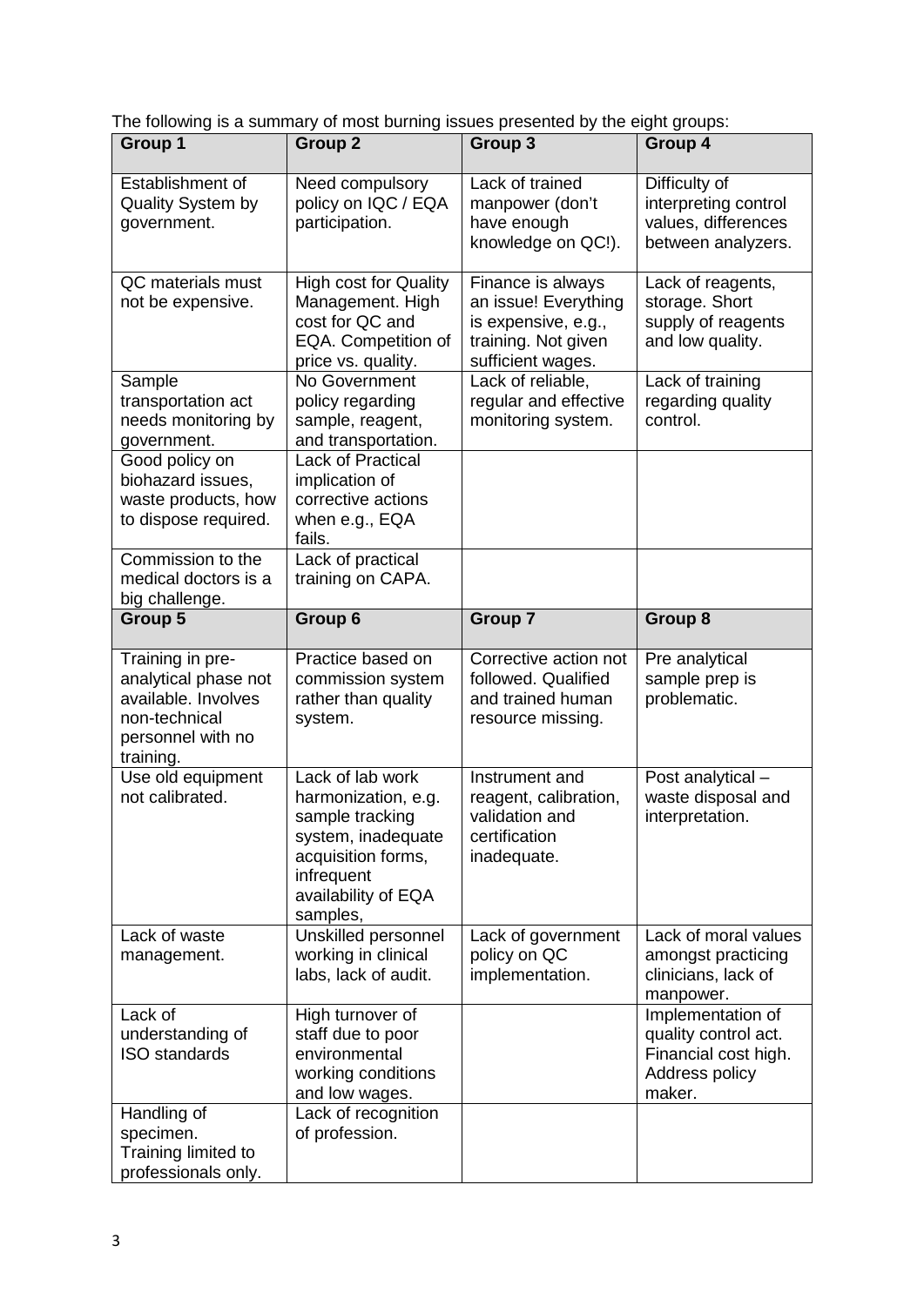The following is a summary of most burning issues presented by the eight groups:

| Group 1 | Group 2 | Group 3 | Group 4 |
|---|---|---|---|
| Establishment of Quality System by government. | Need compulsory policy on IQC / EQA participation. | Lack of trained manpower (don't have enough knowledge on QC!). | Difficulty of interpreting control values, differences between analyzers. |
| QC materials must not be expensive. | High cost for Quality Management. High cost for QC and EQA. Competition of price vs. quality. | Finance is always an issue! Everything is expensive, e.g., training. Not given sufficient wages. | Lack of reagents, storage. Short supply of reagents and low quality. |
| Sample transportation act needs monitoring by government. | No Government policy regarding sample, reagent, and transportation. | Lack of reliable, regular and effective monitoring system. | Lack of training regarding quality control. |
| Good policy on biohazard issues, waste products, how to dispose required. | Lack of Practical implication of corrective actions when e.g., EQA fails. | | |
| Commission to the medical doctors is a big challenge. | Lack of practical training on CAPA. | | |
| **Group 5** | **Group 6** | **Group 7** | **Group 8** |
| Training in pre-analytical phase not available. Involves non-technical personnel with no training. | Practice based on commission system rather than quality system. | Corrective action not followed. Qualified and trained human resource missing. | Pre analytical sample prep is problematic. |
| Use old equipment not calibrated. | Lack of lab work harmonization, e.g. sample tracking system, inadequate acquisition forms, infrequent availability of EQA samples, | Instrument and reagent, calibration, validation and certification inadequate. | Post analytical – waste disposal and interpretation. |
| Lack of waste management. | Unskilled personnel working in clinical labs, lack of audit. | Lack of government policy on QC implementation. | Lack of moral values amongst practicing clinicians, lack of manpower. |
| Lack of understanding of ISO standards | High turnover of staff due to poor environmental working conditions and low wages. | | Implementation of quality control act. Financial cost high. Address policy maker. |
| Handling of specimen. Training limited to professionals only. | Lack of recognition of profession. | | |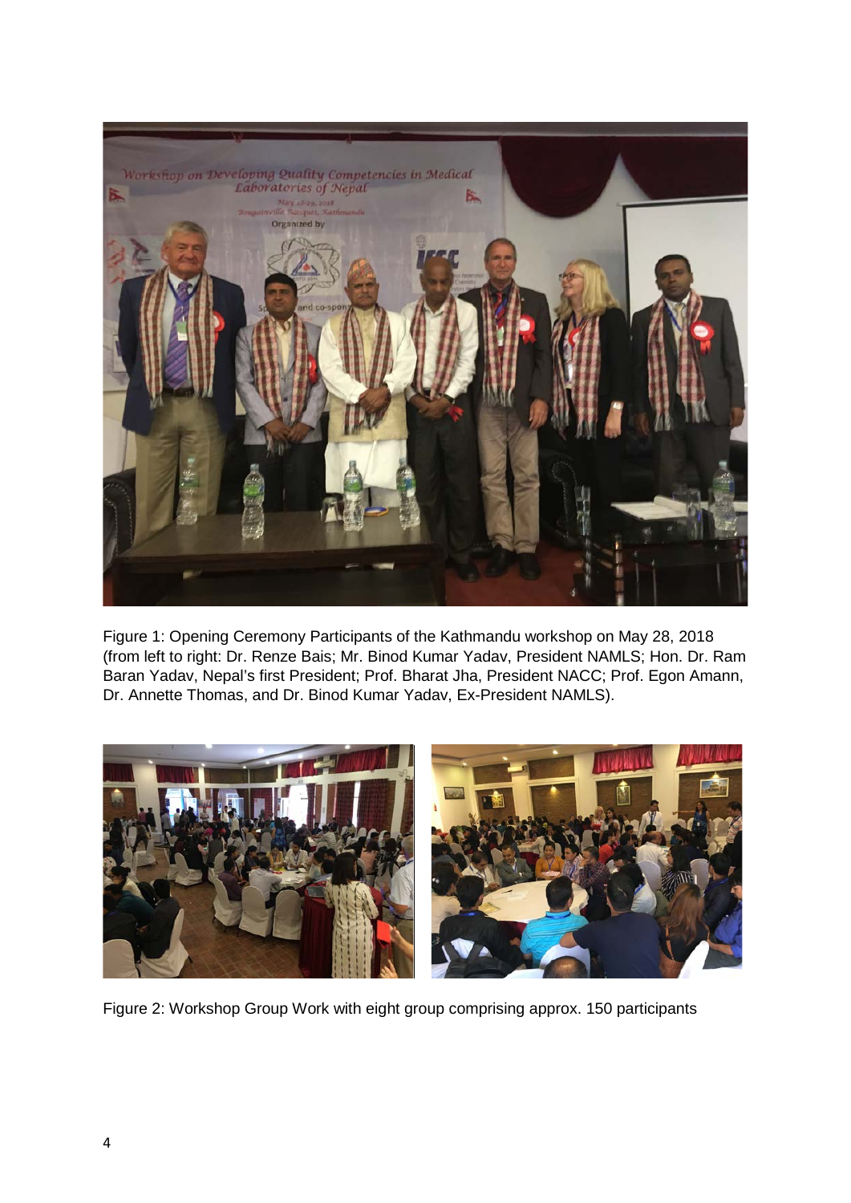Figure 1: Opening Ceremony Participants of the Kathmandu workshop on May 28, 2018 (from left to right: Dr. Renze Bais; Mr. Binod Kumar Yadav, President NAMLS; Hon. Dr. Ram Baran Yadav, Nepal's first President; Prof. Bharat Jha, President NACC; Prof. Egon Amann, Dr. Annette Thomas, and Dr. Binod Kumar Yadav, Ex-President NAMLS).

Figure 2: Workshop Group Work with eight group comprising approx. 150 participants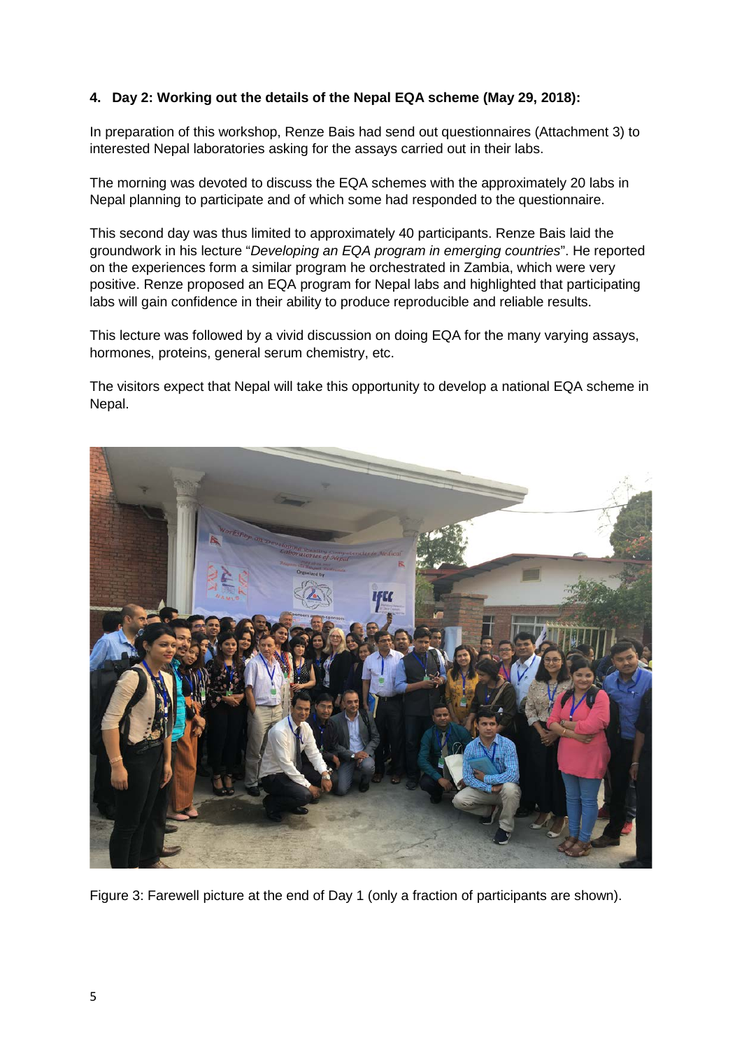#### 4. Day 2: Working out the details of the Nepal EQA scheme (May 29, 2018):

In preparation of this workshop, Renze Bais had send out questionnaires (Attachment 3) to interested Nepal laboratories asking for the assays carried out in their labs.

The morning was devoted to discuss the EQA schemes with the approximately 20 labs in Nepal planning to participate and of which some had responded to the questionnaire.

This second day was thus limited to approximately 40 participants. Renze Bais laid the groundwork in his lecture "*Developing an EQA program in emerging countries*". He reported on the experiences form a similar program he orchestrated in Zambia, which were very positive. Renze proposed an EQA program for Nepal labs and highlighted that participating labs will gain confidence in their ability to produce reproducible and reliable results.

This lecture was followed by a vivid discussion on doing EQA for the many varying assays, hormones, proteins, general serum chemistry, etc.

The visitors expect that Nepal will take this opportunity to develop a national EQA scheme in Nepal.

Figure 3: Farewell picture at the end of Day 1 (only a fraction of participants are shown).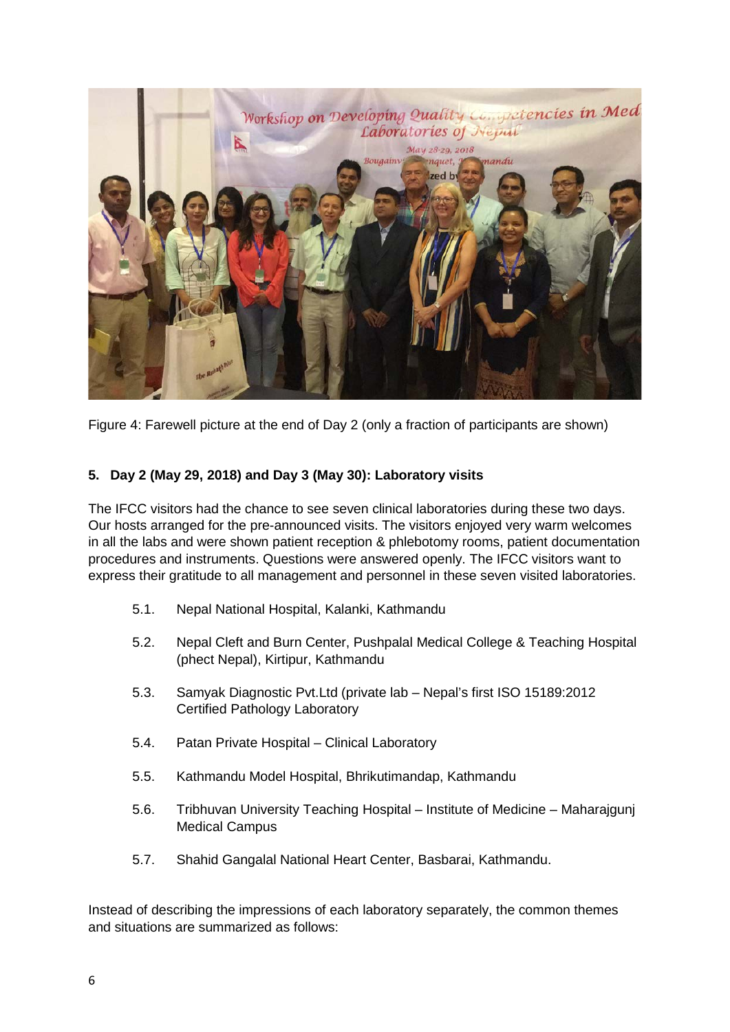Figure 4: Farewell picture at the end of Day 2 (only a fraction of participants are shown)

## 5. Day 2 (May 29, 2018) and Day 3 (May 30): Laboratory visits

The IFCC visitors had the chance to see seven clinical laboratories during these two days. Our hosts arranged for the pre-announced visits. The visitors enjoyed very warm welcomes in all the labs and were shown patient reception & phlebotomy rooms, patient documentation procedures and instruments. Questions were answered openly. The IFCC visitors want to express their gratitude to all management and personnel in these seven visited laboratories.

5.1. Nepal National Hospital, Kalanki, Kathmandu

5.2. Nepal Cleft and Burn Center, Pushpalal Medical College & Teaching Hospital (phect Nepal), Kirtipur, Kathmandu

5.3. Samyak Diagnostic Pvt.Ltd (private lab – Nepal's first ISO 15189:2012 Certified Pathology Laboratory

5.4. Patan Private Hospital – Clinical Laboratory

5.5. Kathmandu Model Hospital, Bhrikutimandap, Kathmandu

5.6. Tribhuvan University Teaching Hospital – Institute of Medicine – Maharajgunj Medical Campus

5.7. Shahid Gangalal National Heart Center, Basbarai, Kathmandu.

Instead of describing the impressions of each laboratory separately, the common themes and situations are summarized as follows: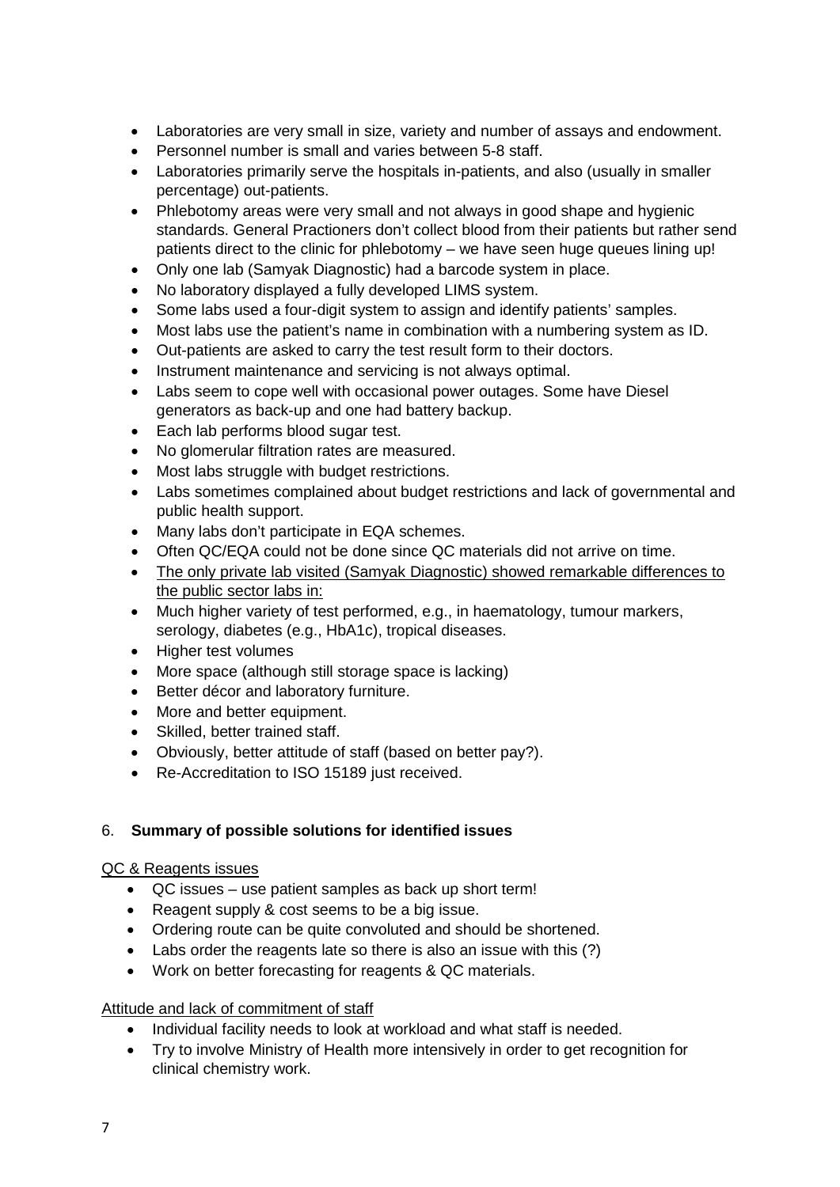- Laboratories are very small in size, variety and number of assays and endowment.
- Personnel number is small and varies between 5-8 staff.
- Laboratories primarily serve the hospitals in-patients, and also (usually in smaller percentage) out-patients.
- Phlebotomy areas were very small and not always in good shape and hygienic standards. General Practioners don't collect blood from their patients but rather send patients direct to the clinic for phlebotomy – we have seen huge queues lining up!
- Only one lab (Samyak Diagnostic) had a barcode system in place.
- No laboratory displayed a fully developed LIMS system.
- Some labs used a four-digit system to assign and identify patients' samples.
- Most labs use the patient's name in combination with a numbering system as ID.
- Out-patients are asked to carry the test result form to their doctors.
- Instrument maintenance and servicing is not always optimal.
- Labs seem to cope well with occasional power outages. Some have Diesel generators as back-up and one had battery backup.
- Each lab performs blood sugar test.
- No glomerular filtration rates are measured.
- Most labs struggle with budget restrictions.
- Labs sometimes complained about budget restrictions and lack of governmental and public health support.
- Many labs don't participate in EQA schemes.
- Often QC/EQA could not be done since QC materials did not arrive on time.
- <u>The only private lab visited (Samyak Diagnostic) showed remarkable differences to the public sector labs in:</u>
- Much higher variety of test performed, e.g., in haematology, tumour markers, serology, diabetes (e.g., HbA1c), tropical diseases.
- Higher test volumes
- More space (although still storage space is lacking)
- Better décor and laboratory furniture.
- More and better equipment.
- Skilled, better trained staff.
- Obviously, better attitude of staff (based on better pay?).
- Re-Accreditation to ISO 15189 just received.

## 6. **Summary of possible solutions for identified issues**

<u>QC & Reagents issues</u>

- QC issues – use patient samples as back up short term!
- Reagent supply & cost seems to be a big issue.
- Ordering route can be quite convoluted and should be shortened.
- Labs order the reagents late so there is also an issue with this (?)
- Work on better forecasting for reagents & QC materials.

<u>Attitude and lack of commitment of staff</u>

- Individual facility needs to look at workload and what staff is needed.
- Try to involve Ministry of Health more intensively in order to get recognition for clinical chemistry work.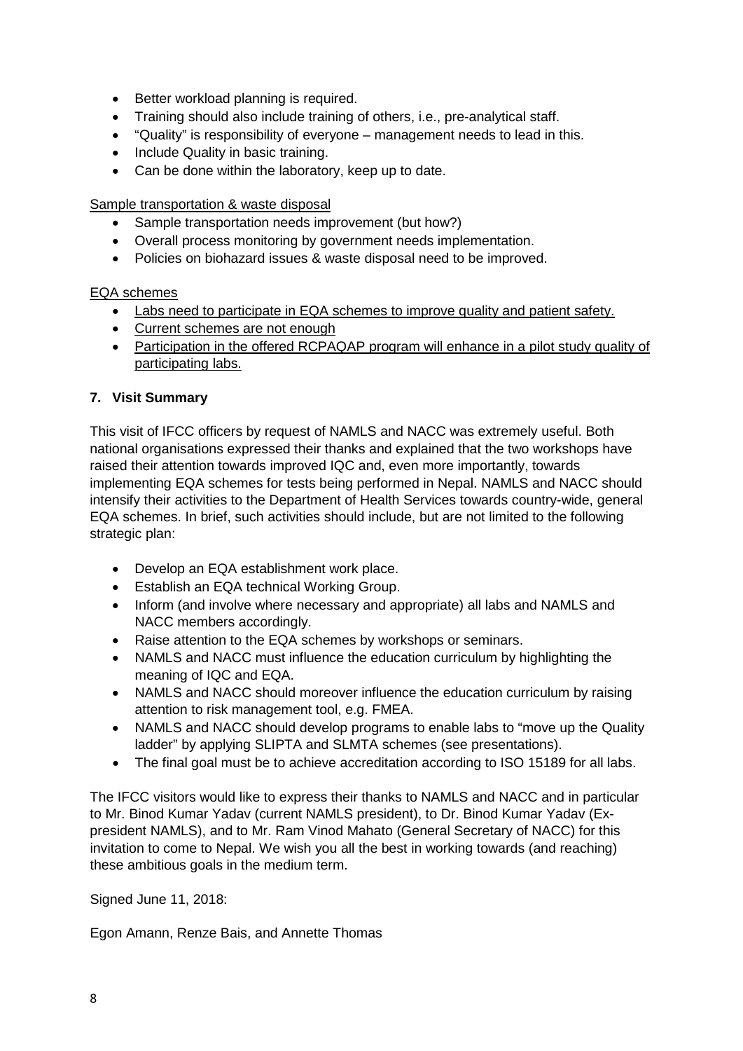- Better workload planning is required.
- Training should also include training of others, i.e., pre-analytical staff.
- "Quality" is responsibility of everyone – management needs to lead in this.
- Include Quality in basic training.
- Can be done within the laboratory, keep up to date.

<u>Sample transportation & waste disposal</u>

- Sample transportation needs improvement (but how?)
- Overall process monitoring by government needs implementation.
- Policies on biohazard issues & waste disposal need to be improved.

<u>EQA schemes</u>

- <u>Labs need to participate in EQA schemes to improve quality and patient safety.</u>
- <u>Current schemes are not enough</u>
- <u>Participation in the offered RCPAQAP program will enhance in a pilot study quality of participating labs.</u>

## 7. Visit Summary

This visit of IFCC officers by request of NAMLS and NACC was extremely useful. Both national organisations expressed their thanks and explained that the two workshops have raised their attention towards improved IQC and, even more importantly, towards implementing EQA schemes for tests being performed in Nepal. NAMLS and NACC should intensify their activities to the Department of Health Services towards country-wide, general EQA schemes. In brief, such activities should include, but are not limited to the following strategic plan:

- Develop an EQA establishment work place.
- Establish an EQA technical Working Group.
- Inform (and involve where necessary and appropriate) all labs and NAMLS and NACC members accordingly.
- Raise attention to the EQA schemes by workshops or seminars.
- NAMLS and NACC must influence the education curriculum by highlighting the meaning of IQC and EQA.
- NAMLS and NACC should moreover influence the education curriculum by raising attention to risk management tool, e.g. FMEA.
- NAMLS and NACC should develop programs to enable labs to "move up the Quality ladder" by applying SLIPTA and SLMTA schemes (see presentations).
- The final goal must be to achieve accreditation according to ISO 15189 for all labs.

The IFCC visitors would like to express their thanks to NAMLS and NACC and in particular to Mr. Binod Kumar Yadav (current NAMLS president), to Dr. Binod Kumar Yadav (Ex-president NAMLS), and to Mr. Ram Vinod Mahato (General Secretary of NACC) for this invitation to come to Nepal. We wish you all the best in working towards (and reaching) these ambitious goals in the medium term.

Signed June 11, 2018:

Egon Amann, Renze Bais, and Annette Thomas